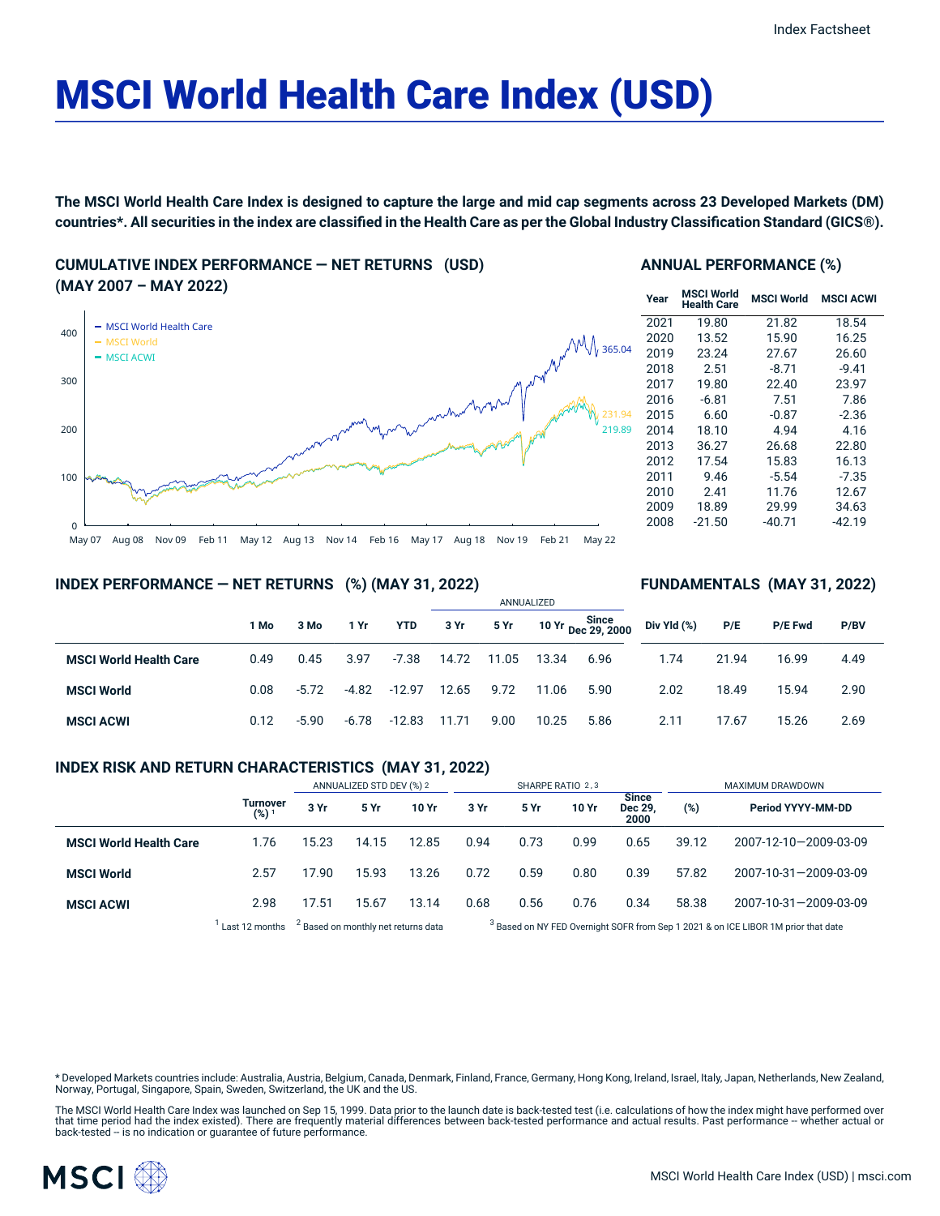Index Factsheet

# MSCI World Health Care Index (USD)

**The MSCI World Health Care Index is designed to capture the large and mid cap segments across 23 Developed Markets (DM) countries*. All securities in the index are classified in the Health Care as per the Global Industry Classification Standard (GICS®).**

## CUMULATIVE INDEX PERFORMANCE — NET RETURNS (USD) (MAY 2007 – MAY 2022)

- MSCI World Health Care: 365.04
- MSCI World: 231.94
- MSCI ACWI: 219.89

## ANNUAL PERFORMANCE (%)

| Year | MSCI World Health Care | MSCI World | MSCI ACWI |
|---|---|---|---|
| 2021 | 19.80 | 21.82 | 18.54 |
| 2020 | 13.52 | 15.90 | 16.25 |
| 2019 | 23.24 | 27.67 | 26.60 |
| 2018 | 2.51 | -8.71 | -9.41 |
| 2017 | 19.80 | 22.40 | 23.97 |
| 2016 | -6.81 | 7.51 | 7.86 |
| 2015 | 6.60 | -0.87 | -2.36 |
| 2014 | 18.10 | 4.94 | 4.16 |
| 2013 | 36.27 | 26.68 | 22.80 |
| 2012 | 17.54 | 15.83 | 16.13 |
| 2011 | 9.46 | -5.54 | -7.35 |
| 2010 | 2.41 | 11.76 | 12.67 |
| 2009 | 18.89 | 29.99 | 34.63 |
| 2008 | -21.50 | -40.71 | -42.19 |

## INDEX PERFORMANCE — NET RETURNS (%) (MAY 31, 2022) / FUNDAMENTALS (MAY 31, 2022)

| | | | | | ANNUALIZED | | | | | | | |
|---|---|---|---|---|---|---|---|---|---|---|---|---|
| | 1 Mo | 3 Mo | 1 Yr | YTD | 3 Yr | 5 Yr | 10 Yr | Since Dec 29, 2000 | Div Yld (%) | P/E | P/E Fwd | P/BV |
| **MSCI World Health Care** | 0.49 | 0.45 | 3.97 | -7.38 | 14.72 | 11.05 | 13.34 | 6.96 | 1.74 | 21.94 | 16.99 | 4.49 |
| **MSCI World** | 0.08 | -5.72 | -4.82 | -12.97 | 12.65 | 9.72 | 11.06 | 5.90 | 2.02 | 18.49 | 15.94 | 2.90 |
| **MSCI ACWI** | 0.12 | -5.90 | -6.78 | -12.83 | 11.71 | 9.00 | 10.25 | 5.86 | 2.11 | 17.67 | 15.26 | 2.69 |

## INDEX RISK AND RETURN CHARACTERISTICS (MAY 31, 2022)

| | | ANNUALIZED STD DEV (%) [2] | | | SHARPE RATIO [2,3] | | | | MAXIMUM DRAWDOWN | |
|---|---|---|---|---|---|---|---|---|---|---|
| | Turnover (%) [1] | 3 Yr | 5 Yr | 10 Yr | 3 Yr | 5 Yr | 10 Yr | Since Dec 29, 2000 | (%) | Period YYYY-MM-DD |
| **MSCI World Health Care** | 1.76 | 15.23 | 14.15 | 12.85 | 0.94 | 0.73 | 0.99 | 0.65 | 39.12 | 2007-12-10—2009-03-09 |
| **MSCI World** | 2.57 | 17.90 | 15.93 | 13.26 | 0.72 | 0.59 | 0.80 | 0.39 | 57.82 | 2007-10-31—2009-03-09 |
| **MSCI ACWI** | 2.98 | 17.51 | 15.67 | 13.14 | 0.68 | 0.56 | 0.76 | 0.34 | 58.38 | 2007-10-31—2009-03-09 |

[1] Last 12 months [2] Based on monthly net returns data [3] Based on NY FED Overnight SOFR from Sep 1 2021 & on ICE LIBOR 1M prior that date

* Developed Markets countries include: Australia, Austria, Belgium, Canada, Denmark, Finland, France, Germany, Hong Kong, Ireland, Israel, Italy, Japan, Netherlands, New Zealand, Norway, Portugal, Singapore, Spain, Sweden, Switzerland, the UK and the US.

The MSCI World Health Care Index was launched on Sep 15, 1999. Data prior to the launch date is back-tested test (i.e. calculations of how the index might have performed over that time period had the index existed). There are frequently material differences between back-tested performance and actual results. Past performance -- whether actual or back-tested -- is no indication or guarantee of future performance.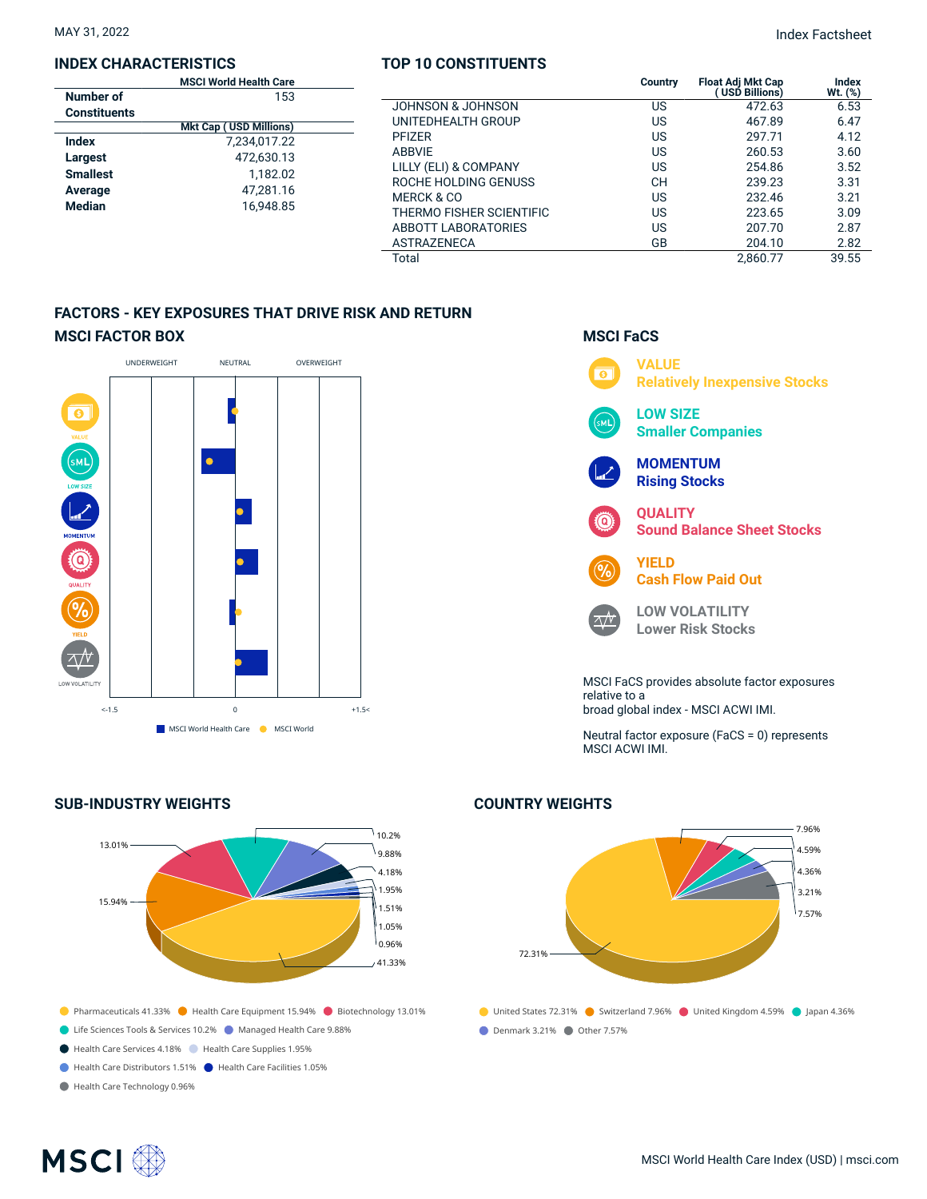MAY 31, 2022

Index Factsheet

## INDEX CHARACTERISTICS

| | MSCI World Health Care |
|---|---|
| Number of Constituents | 153 |
| | **Mkt Cap ( USD Millions)** |
| Index | 7,234,017.22 |
| Largest | 472,630.13 |
| Smallest | 1,182.02 |
| Average | 47,281.16 |
| Median | 16,948.85 |

## TOP 10 CONSTITUENTS

| | Country | Float Adj Mkt Cap ( USD Billions) | Index Wt. (%) |
|---|---|---|---|
| JOHNSON & JOHNSON | US | 472.63 | 6.53 |
| UNITEDHEALTH GROUP | US | 467.89 | 6.47 |
| PFIZER | US | 297.71 | 4.12 |
| ABBVIE | US | 260.53 | 3.60 |
| LILLY (ELI) & COMPANY | US | 254.86 | 3.52 |
| ROCHE HOLDING GENUSS | CH | 239.23 | 3.31 |
| MERCK & CO | US | 232.46 | 3.21 |
| THERMO FISHER SCIENTIFIC | US | 223.65 | 3.09 |
| ABBOTT LABORATORIES | US | 207.70 | 2.87 |
| ASTRAZENECA | GB | 204.10 | 2.82 |
| Total | | 2,860.77 | 39.55 |

## FACTORS - KEY EXPOSURES THAT DRIVE RISK AND RETURN

### MSCI FACTOR BOX

UNDERWEIGHT | NEUTRAL | OVERWEIGHT

VALUE, LOW SIZE, MOMENTUM, QUALITY, YIELD, LOW VOLATILITY

<-1.5 | 0 | +1.5<

MSCI World Health Care | MSCI World

### MSCI FaCS

**VALUE**
Relatively Inexpensive Stocks

**LOW SIZE**
Smaller Companies

**MOMENTUM**
Rising Stocks

**QUALITY**
Sound Balance Sheet Stocks

**YIELD**
Cash Flow Paid Out

**LOW VOLATILITY**
Lower Risk Stocks

MSCI FaCS provides absolute factor exposures relative to a
broad global index - MSCI ACWI IMI.

Neutral factor exposure (FaCS = 0) represents MSCI ACWI IMI.

## SUB-INDUSTRY WEIGHTS

- Pharmaceuticals 41.33%
- Health Care Equipment 15.94%
- Biotechnology 13.01%
- Life Sciences Tools & Services 10.2%
- Managed Health Care 9.88%
- Health Care Services 4.18%
- Health Care Supplies 1.95%
- Health Care Distributors 1.51%
- Health Care Facilities 1.05%
- Health Care Technology 0.96%

## COUNTRY WEIGHTS

- United States 72.31%
- Switzerland 7.96%
- United Kingdom 4.59%
- Japan 4.36%
- Denmark 3.21%
- Other 7.57%

MSCI World Health Care Index (USD) | msci.com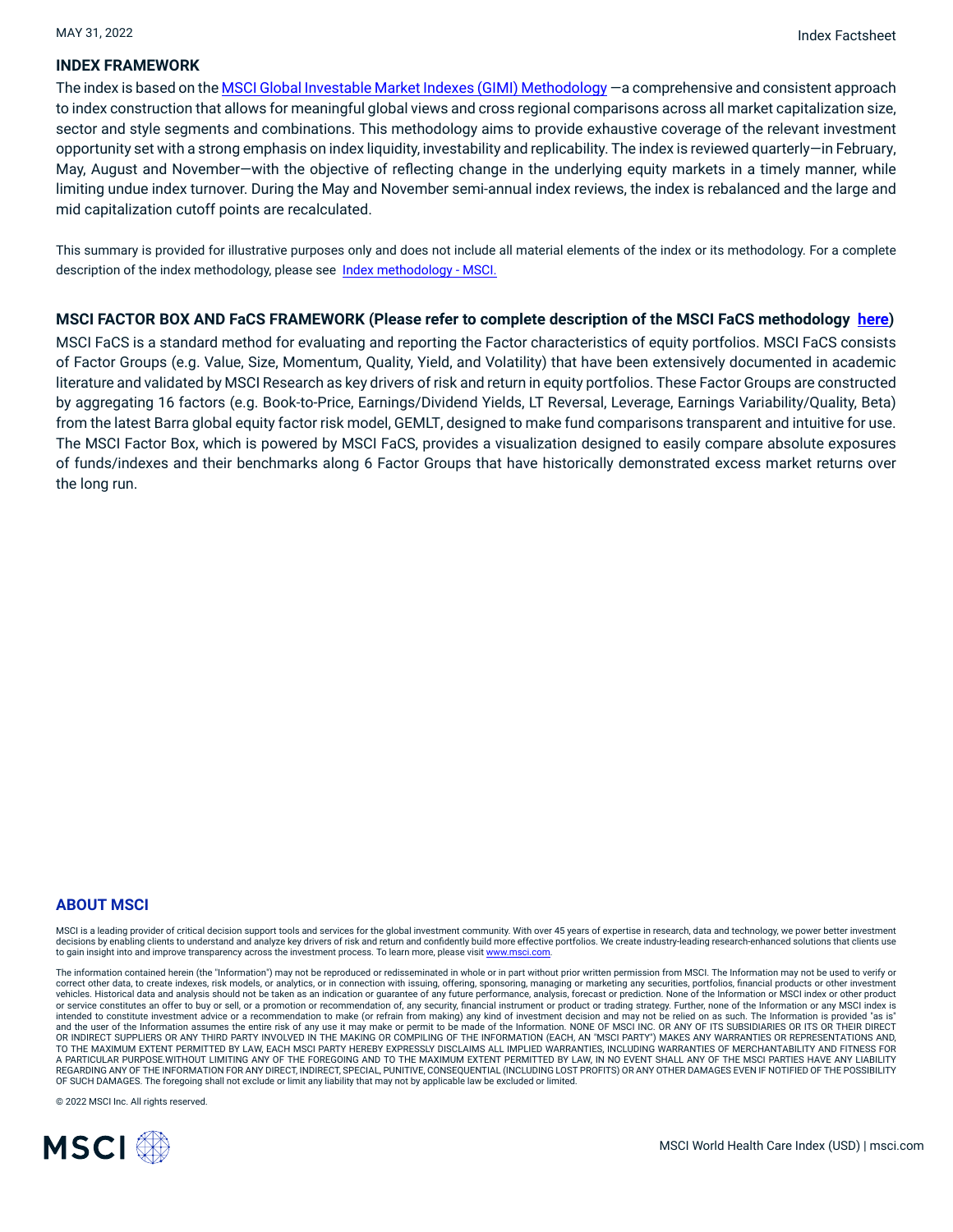## INDEX FRAMEWORK

The index is based on the MSCI Global Investable Market Indexes (GIMI) Methodology —a comprehensive and consistent approach to index construction that allows for meaningful global views and cross regional comparisons across all market capitalization size, sector and style segments and combinations. This methodology aims to provide exhaustive coverage of the relevant investment opportunity set with a strong emphasis on index liquidity, investability and replicability. The index is reviewed quarterly—in February, May, August and November—with the objective of reflecting change in the underlying equity markets in a timely manner, while limiting undue index turnover. During the May and November semi-annual index reviews, the index is rebalanced and the large and mid capitalization cutoff points are recalculated.

This summary is provided for illustrative purposes only and does not include all material elements of the index or its methodology. For a complete description of the index methodology, please see Index methodology - MSCI.

## MSCI FACTOR BOX AND FaCS FRAMEWORK (Please refer to complete description of the MSCI FaCS methodology here)

MSCI FaCS is a standard method for evaluating and reporting the Factor characteristics of equity portfolios. MSCI FaCS consists of Factor Groups (e.g. Value, Size, Momentum, Quality, Yield, and Volatility) that have been extensively documented in academic literature and validated by MSCI Research as key drivers of risk and return in equity portfolios. These Factor Groups are constructed by aggregating 16 factors (e.g. Book-to-Price, Earnings/Dividend Yields, LT Reversal, Leverage, Earnings Variability/Quality, Beta) from the latest Barra global equity factor risk model, GEMLT, designed to make fund comparisons transparent and intuitive for use. The MSCI Factor Box, which is powered by MSCI FaCS, provides a visualization designed to easily compare absolute exposures of funds/indexes and their benchmarks along 6 Factor Groups that have historically demonstrated excess market returns over the long run.

## ABOUT MSCI

MSCI is a leading provider of critical decision support tools and services for the global investment community. With over 45 years of expertise in research, data and technology, we power better investment decisions by enabling clients to understand and analyze key drivers of risk and return and confidently build more effective portfolios. We create industry-leading research-enhanced solutions that clients use to gain insight into and improve transparency across the investment process. To learn more, please visit www.msci.com.

The information contained herein (the "Information") may not be reproduced or redisseminated in whole or in part without prior written permission from MSCI. The Information may not be used to verify or correct other data, to create indexes, risk models, or analytics, or in connection with issuing, offering, sponsoring, managing or marketing any securities, portfolios, financial products or other investment vehicles. Historical data and analysis should not be taken as an indication or guarantee of any future performance, analysis, forecast or prediction. None of the Information or MSCI index or other product or service constitutes an offer to buy or sell, or a promotion or recommendation of, any security, financial instrument or product or trading strategy. Further, none of the Information or any MSCI index is intended to constitute investment advice or a recommendation to make (or refrain from making) any kind of investment decision and may not be relied on as such. The Information is provided "as is" and the user of the Information assumes the entire risk of any use it may make or permit to be made of the Information. NONE OF MSCI INC. OR ANY OF ITS SUBSIDIARIES OR ITS OR THEIR DIRECT OR INDIRECT SUPPLIERS OR ANY THIRD PARTY INVOLVED IN THE MAKING OR COMPILING OF THE INFORMATION (EACH, AN "MSCI PARTY") MAKES ANY WARRANTIES OR REPRESENTATIONS AND, TO THE MAXIMUM EXTENT PERMITTED BY LAW, EACH MSCI PARTY HEREBY EXPRESSLY DISCLAIMS ALL IMPLIED WARRANTIES, INCLUDING WARRANTIES OF MERCHANTABILITY AND FITNESS FOR A PARTICULAR PURPOSE.WITHOUT LIMITING ANY OF THE FOREGOING AND TO THE MAXIMUM EXTENT PERMITTED BY LAW, IN NO EVENT SHALL ANY OF THE MSCI PARTIES HAVE ANY LIABILITY REGARDING ANY OF THE INFORMATION FOR ANY DIRECT, INDIRECT, SPECIAL, PUNITIVE, CONSEQUENTIAL (INCLUDING LOST PROFITS) OR ANY OTHER DAMAGES EVEN IF NOTIFIED OF THE POSSIBILITY OF SUCH DAMAGES. The foregoing shall not exclude or limit any liability that may not by applicable law be excluded or limited.

© 2022 MSCI Inc. All rights reserved.